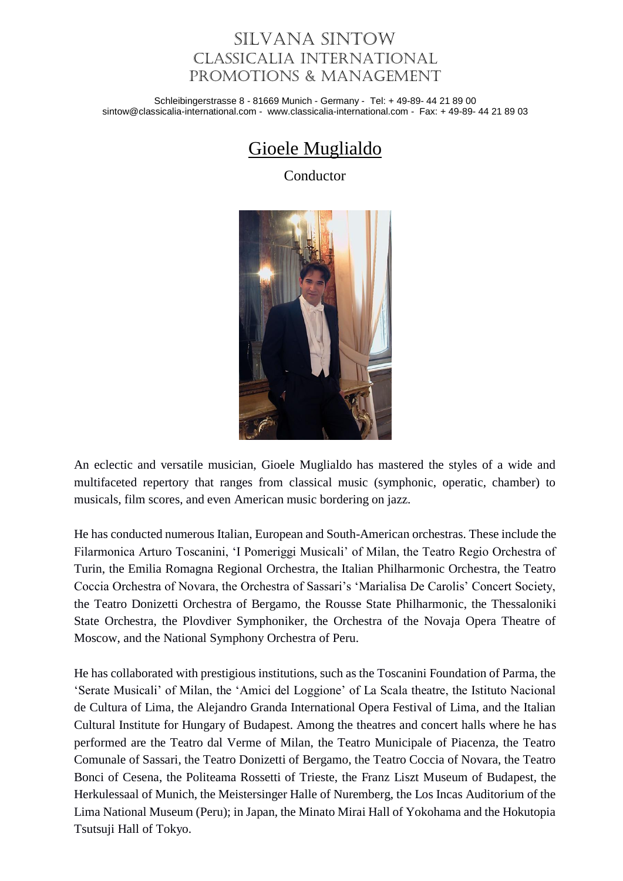# Silvana Sintow
# Classicalia International
# Promotions & Management

Schleibingerstrasse 8 - 81669 Munich - Germany - Tel: + 49-89- 44 21 89 00
sintow@classicalia-international.com - www.classicalia-international.com - Fax: + 49-89- 44 21 89 03

## Gioele Muglialdo

Conductor

An eclectic and versatile musician, Gioele Muglialdo has mastered the styles of a wide and multifaceted repertory that ranges from classical music (symphonic, operatic, chamber) to musicals, film scores, and even American music bordering on jazz.

He has conducted numerous Italian, European and South-American orchestras. These include the Filarmonica Arturo Toscanini, 'I Pomeriggi Musicali' of Milan, the Teatro Regio Orchestra of Turin, the Emilia Romagna Regional Orchestra, the Italian Philharmonic Orchestra, the Teatro Coccia Orchestra of Novara, the Orchestra of Sassari's 'Marialisa De Carolis' Concert Society, the Teatro Donizetti Orchestra of Bergamo, the Rousse State Philharmonic, the Thessaloniki State Orchestra, the Plovdiver Symphoniker, the Orchestra of the Novaja Opera Theatre of Moscow, and the National Symphony Orchestra of Peru.

He has collaborated with prestigious institutions, such as the Toscanini Foundation of Parma, the 'Serate Musicali' of Milan, the 'Amici del Loggione' of La Scala theatre, the Istituto Nacional de Cultura of Lima, the Alejandro Granda International Opera Festival of Lima, and the Italian Cultural Institute for Hungary of Budapest. Among the theatres and concert halls where he has performed are the Teatro dal Verme of Milan, the Teatro Municipale of Piacenza, the Teatro Comunale of Sassari, the Teatro Donizetti of Bergamo, the Teatro Coccia of Novara, the Teatro Bonci of Cesena, the Politeama Rossetti of Trieste, the Franz Liszt Museum of Budapest, the Herkulessaal of Munich, the Meistersinger Halle of Nuremberg, the Los Incas Auditorium of the Lima National Museum (Peru); in Japan, the Minato Mirai Hall of Yokohama and the Hokutopia Tsutsuji Hall of Tokyo.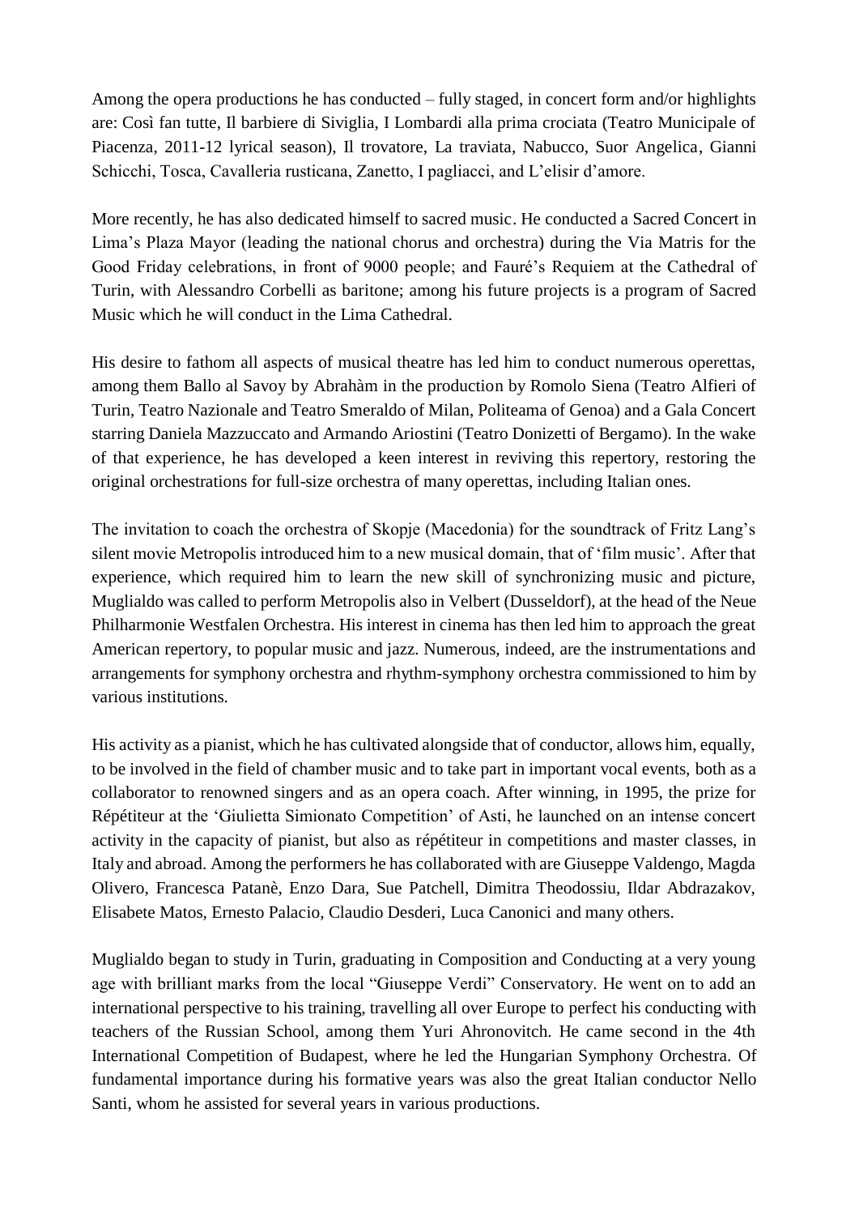Among the opera productions he has conducted – fully staged, in concert form and/or highlights are: Così fan tutte, Il barbiere di Siviglia, I Lombardi alla prima crociata (Teatro Municipale of Piacenza, 2011-12 lyrical season), Il trovatore, La traviata, Nabucco, Suor Angelica, Gianni Schicchi, Tosca, Cavalleria rusticana, Zanetto, I pagliacci, and L'elisir d'amore.

More recently, he has also dedicated himself to sacred music. He conducted a Sacred Concert in Lima's Plaza Mayor (leading the national chorus and orchestra) during the Via Matris for the Good Friday celebrations, in front of 9000 people; and Fauré's Requiem at the Cathedral of Turin, with Alessandro Corbelli as baritone; among his future projects is a program of Sacred Music which he will conduct in the Lima Cathedral.

His desire to fathom all aspects of musical theatre has led him to conduct numerous operettas, among them Ballo al Savoy by Abrahàm in the production by Romolo Siena (Teatro Alfieri of Turin, Teatro Nazionale and Teatro Smeraldo of Milan, Politeama of Genoa) and a Gala Concert starring Daniela Mazzuccato and Armando Ariostini (Teatro Donizetti of Bergamo). In the wake of that experience, he has developed a keen interest in reviving this repertory, restoring the original orchestrations for full-size orchestra of many operettas, including Italian ones.

The invitation to coach the orchestra of Skopje (Macedonia) for the soundtrack of Fritz Lang's silent movie Metropolis introduced him to a new musical domain, that of 'film music'. After that experience, which required him to learn the new skill of synchronizing music and picture, Muglialdo was called to perform Metropolis also in Velbert (Dusseldorf), at the head of the Neue Philharmonie Westfalen Orchestra. His interest in cinema has then led him to approach the great American repertory, to popular music and jazz. Numerous, indeed, are the instrumentations and arrangements for symphony orchestra and rhythm-symphony orchestra commissioned to him by various institutions.

His activity as a pianist, which he has cultivated alongside that of conductor, allows him, equally, to be involved in the field of chamber music and to take part in important vocal events, both as a collaborator to renowned singers and as an opera coach. After winning, in 1995, the prize for Répétiteur at the 'Giulietta Simionato Competition' of Asti, he launched on an intense concert activity in the capacity of pianist, but also as répétiteur in competitions and master classes, in Italy and abroad. Among the performers he has collaborated with are Giuseppe Valdengo, Magda Olivero, Francesca Patanè, Enzo Dara, Sue Patchell, Dimitra Theodossiu, Ildar Abdrazakov, Elisabete Matos, Ernesto Palacio, Claudio Desderi, Luca Canonici and many others.

Muglialdo began to study in Turin, graduating in Composition and Conducting at a very young age with brilliant marks from the local "Giuseppe Verdi" Conservatory. He went on to add an international perspective to his training, travelling all over Europe to perfect his conducting with teachers of the Russian School, among them Yuri Ahronovitch. He came second in the 4th International Competition of Budapest, where he led the Hungarian Symphony Orchestra. Of fundamental importance during his formative years was also the great Italian conductor Nello Santi, whom he assisted for several years in various productions.